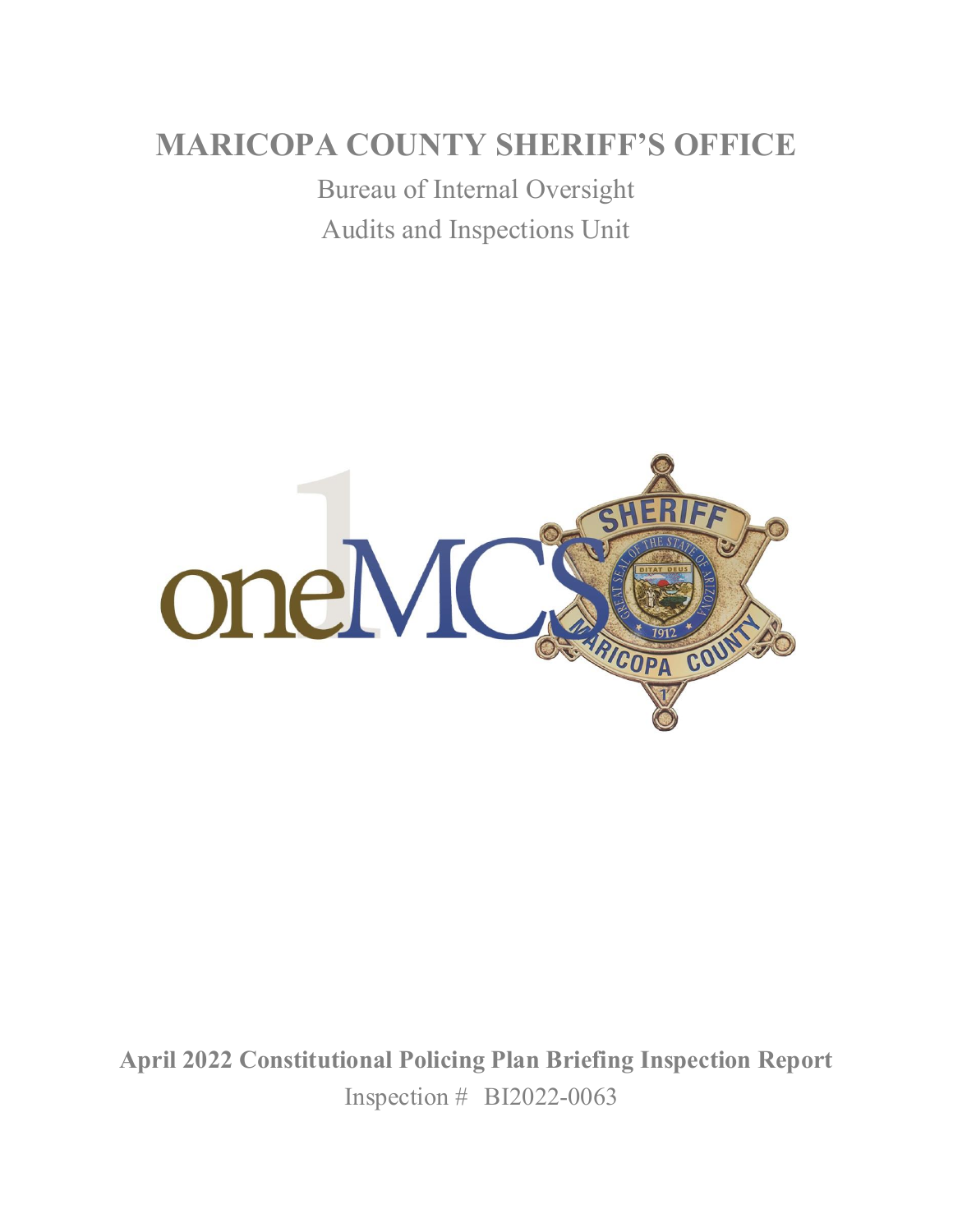# MARICOPA COUNTY SHERIFF'S OFFICE

Bureau of Internal Oversight

Audits and Inspections Unit

**April 2022 Constitutional Policing Plan Briefing Inspection Report**

Inspection # BI2022-0063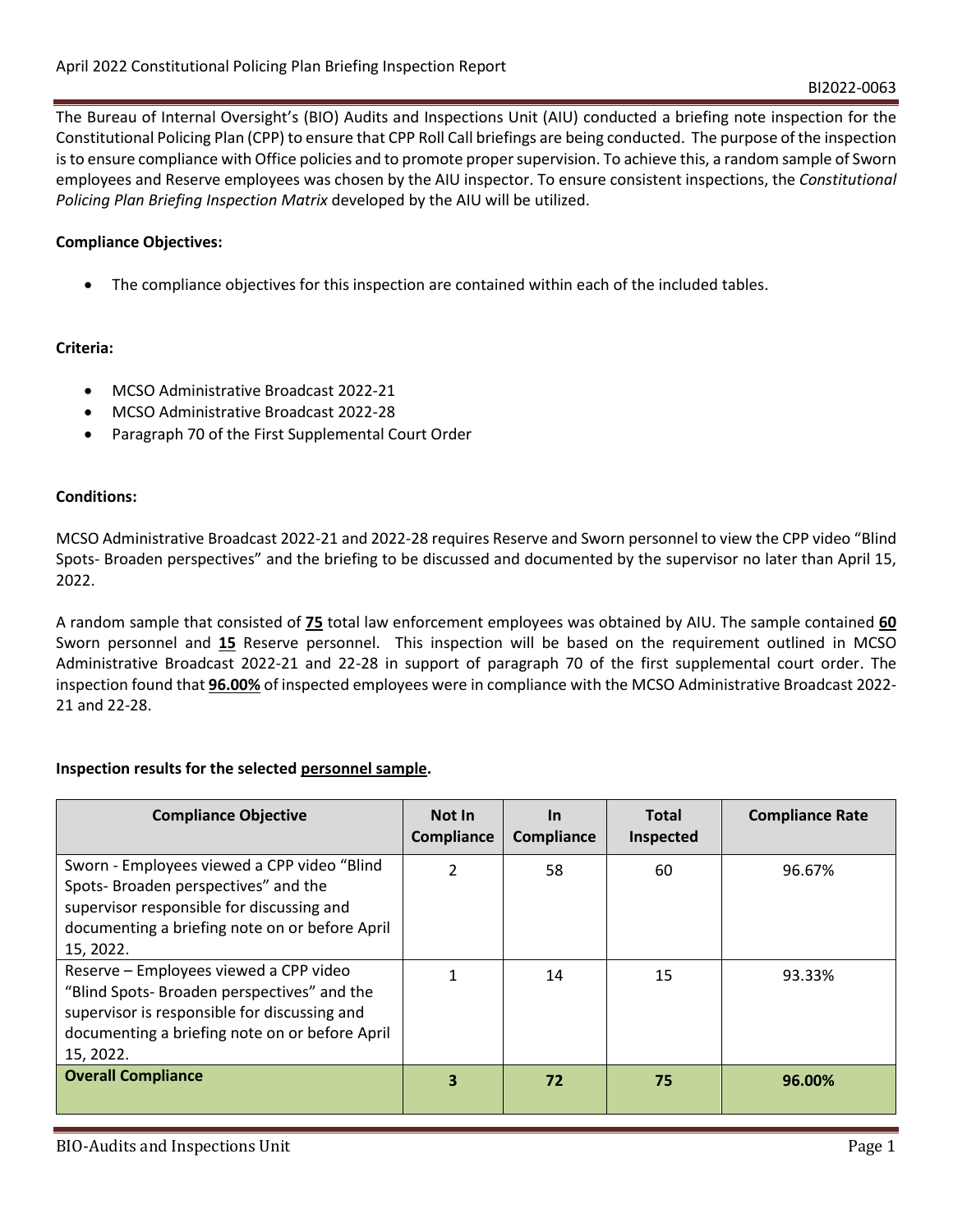The Bureau of Internal Oversight's (BIO) Audits and Inspections Unit (AIU) conducted a briefing note inspection for the Constitutional Policing Plan (CPP) to ensure that CPP Roll Call briefings are being conducted. The purpose of the inspection is to ensure compliance with Office policies and to promote proper supervision. To achieve this, a random sample of Sworn employees and Reserve employees was chosen by the AIU inspector. To ensure consistent inspections, the *Constitutional Policing Plan Briefing Inspection Matrix* developed by the AIU will be utilized.

**Compliance Objectives:**

- The compliance objectives for this inspection are contained within each of the included tables.

**Criteria:**

- MCSO Administrative Broadcast 2022-21
- MCSO Administrative Broadcast 2022-28
- Paragraph 70 of the First Supplemental Court Order

**Conditions:**

MCSO Administrative Broadcast 2022-21 and 2022-28 requires Reserve and Sworn personnel to view the CPP video "Blind Spots- Broaden perspectives" and the briefing to be discussed and documented by the supervisor no later than April 15, 2022.

A random sample that consisted of **75** total law enforcement employees was obtained by AIU. The sample contained **60** Sworn personnel and **15** Reserve personnel. This inspection will be based on the requirement outlined in MCSO Administrative Broadcast 2022-21 and 22-28 in support of paragraph 70 of the first supplemental court order. The inspection found that **96.00%** of inspected employees were in compliance with the MCSO Administrative Broadcast 2022-21 and 22-28.

**Inspection results for the selected personnel sample.**

| Compliance Objective | Not In Compliance | In Compliance | Total Inspected | Compliance Rate |
|---|---|---|---|---|
| Sworn - Employees viewed a CPP video "Blind Spots- Broaden perspectives" and the supervisor responsible for discussing and documenting a briefing note on or before April 15, 2022. | 2 | 58 | 60 | 96.67% |
| Reserve – Employees viewed a CPP video "Blind Spots- Broaden perspectives" and the supervisor is responsible for discussing and documenting a briefing note on or before April 15, 2022. | 1 | 14 | 15 | 93.33% |
| **Overall Compliance** | **3** | **72** | **75** | **96.00%** |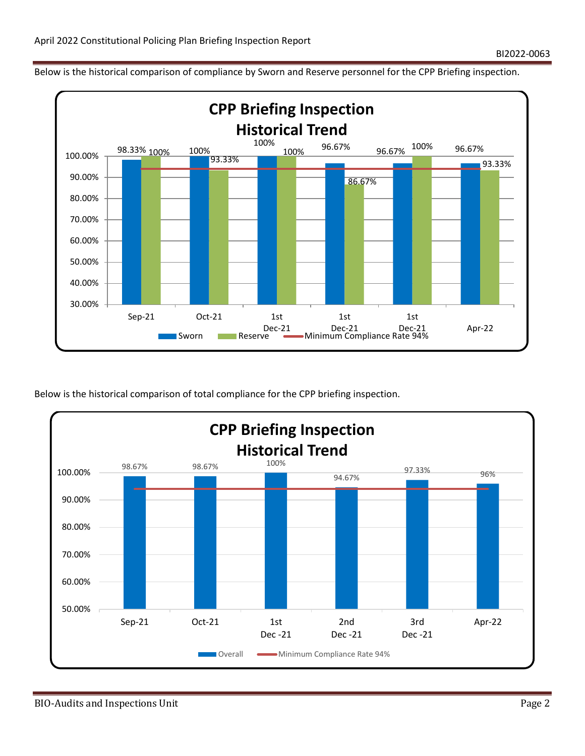Below is the historical comparison of compliance by Sworn and Reserve personnel for the CPP Briefing inspection.

**CPP Briefing Inspection Historical Trend**

| Period | Sworn | Reserve |
| --- | --- | --- |
| Sep-21 | 98.33% | 100% |
| Oct-21 | 100% | 93.33% |
| 1st Dec-21 | 100% | 100% |
| 1st Dec-21 | 96.67% | 86.67% |
| 1st Dec-21 | 96.67% | 100% |
| Apr-22 | 96.67% | 93.33% |

Minimum Compliance Rate 94%

Below is the historical comparison of total compliance for the CPP briefing inspection.

**CPP Briefing Inspection Historical Trend**

| Period | Overall |
| --- | --- |
| Sep-21 | 98.67% |
| Oct-21 | 98.67% |
| 1st Dec -21 | 100% |
| 2nd Dec -21 | 94.67% |
| 3rd Dec -21 | 97.33% |
| Apr-22 | 96% |

Minimum Compliance Rate 94%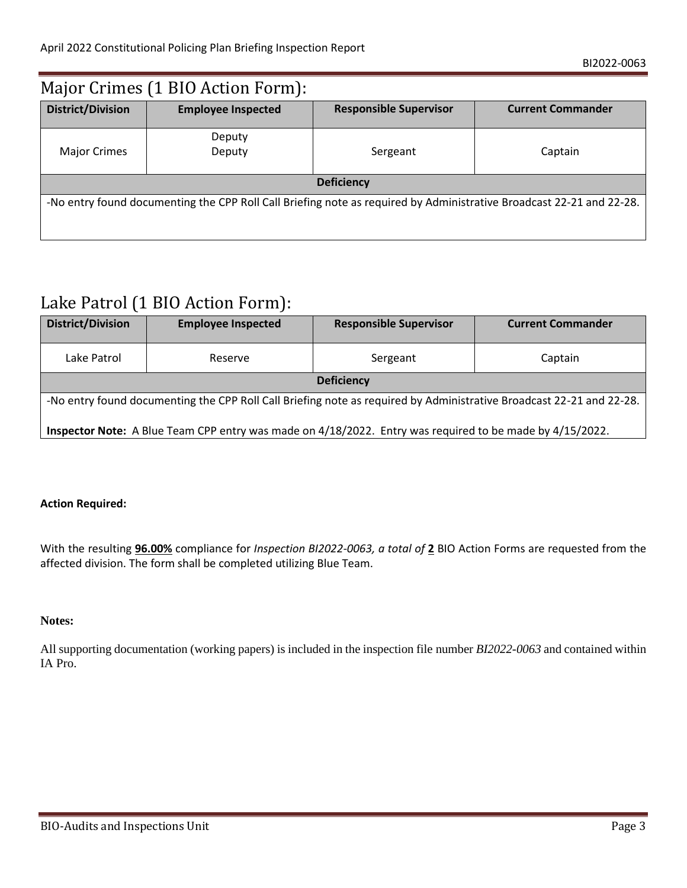## Major Crimes (1 BIO Action Form):

| District/Division | Employee Inspected | Responsible Supervisor | Current Commander |
|---|---|---|---|
| Major Crimes | Deputy<br>Deputy | Sergeant | Captain |
| **Deficiency** | | | |
| -No entry found documenting the CPP Roll Call Briefing note as required by Administrative Broadcast 22-21 and 22-28. | | | |

## Lake Patrol (1 BIO Action Form):

| District/Division | Employee Inspected | Responsible Supervisor | Current Commander |
|---|---|---|---|
| Lake Patrol | Reserve | Sergeant | Captain |
| **Deficiency** | | | |
| -No entry found documenting the CPP Roll Call Briefing note as required by Administrative Broadcast 22-21 and 22-28.<br><br>**Inspector Note:** A Blue Team CPP entry was made on 4/18/2022. Entry was required to be made by 4/15/2022. | | | |

**Action Required:**

With the resulting **96.00%** compliance for *Inspection BI2022-0063, a total of* **2** BIO Action Forms are requested from the affected division. The form shall be completed utilizing Blue Team.

**Notes:**

All supporting documentation (working papers) is included in the inspection file number *BI2022-0063* and contained within IA Pro.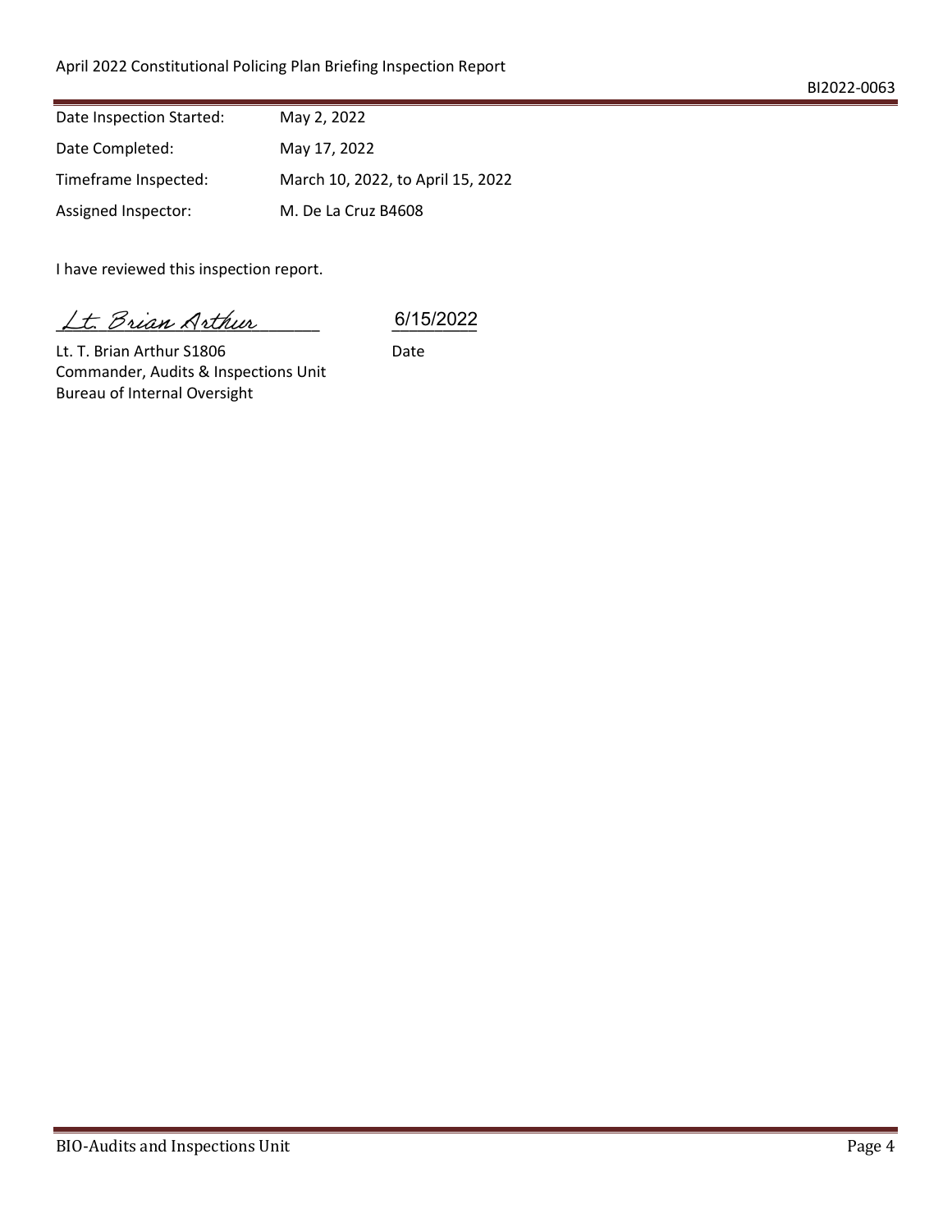| | |
|---|---|
| Date Inspection Started: | May 2, 2022 |
| Date Completed: | May 17, 2022 |
| Timeframe Inspected: | March 10, 2022, to April 15, 2022 |
| Assigned Inspector: | M. De La Cruz B4608 |

I have reviewed this inspection report.

Lt. Brian Arthur 6/15/2022

Lt. T. Brian Arthur S1806
Commander, Audits & Inspections Unit
Bureau of Internal Oversight

Date